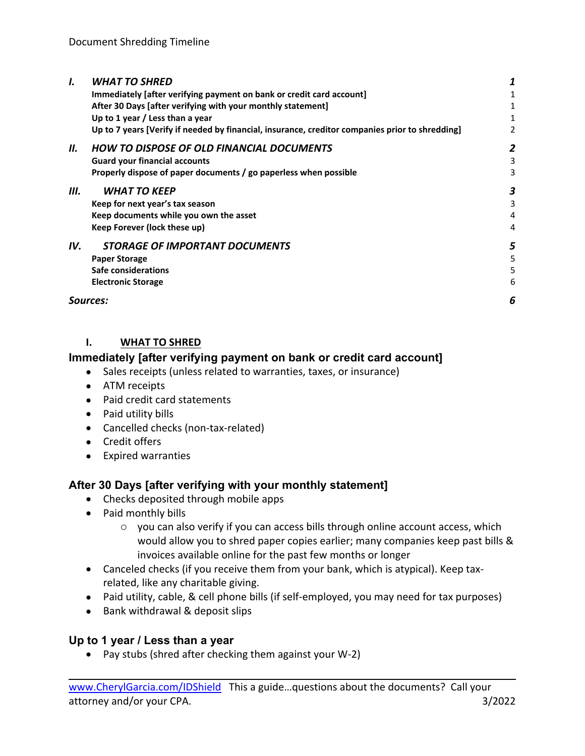Document Shredding Timeline

| | | |
|---|---|---|
| ***I.*** | ***WHAT TO SHRED*** | ***1*** |
| | **Immediately [after verifying payment on bank or credit card account]** | 1 |
| | **After 30 Days [after verifying with your monthly statement]** | 1 |
| | **Up to 1 year / Less than a year** | 1 |
| | **Up to 7 years [Verify if needed by financial, insurance, creditor companies prior to shredding]** | 2 |
| ***II.*** | ***HOW TO DISPOSE OF OLD FINANCIAL DOCUMENTS*** | ***2*** |
| | **Guard your financial accounts** | 3 |
| | **Properly dispose of paper documents / go paperless when possible** | 3 |
| ***III.*** | ***WHAT TO KEEP*** | ***3*** |
| | **Keep for next year's tax season** | 3 |
| | **Keep documents while you own the asset** | 4 |
| | **Keep Forever (lock these up)** | 4 |
| ***IV.*** | ***STORAGE OF IMPORTANT DOCUMENTS*** | ***5*** |
| | **Paper Storage** | 5 |
| | **Safe considerations** | 5 |
| | **Electronic Storage** | 6 |
| ***Sources:*** | | ***6*** |

# I. WHAT TO SHRED

## Immediately [after verifying payment on bank or credit card account]

- Sales receipts (unless related to warranties, taxes, or insurance)
- ATM receipts
- Paid credit card statements
- Paid utility bills
- Cancelled checks (non-tax-related)
- Credit offers
- Expired warranties

## After 30 Days [after verifying with your monthly statement]

- Checks deposited through mobile apps
- Paid monthly bills
  - you can also verify if you can access bills through online account access, which would allow you to shred paper copies earlier; many companies keep past bills & invoices available online for the past few months or longer
- Canceled checks (if you receive them from your bank, which is atypical). Keep tax-related, like any charitable giving.
- Paid utility, cable, & cell phone bills (if self-employed, you may need for tax purposes)
- Bank withdrawal & deposit slips

## Up to 1 year / Less than a year

- Pay stubs (shred after checking them against your W-2)

www.CherylGarcia.com/IDShield This a guide…questions about the documents? Call your attorney and/or your CPA. 3/2022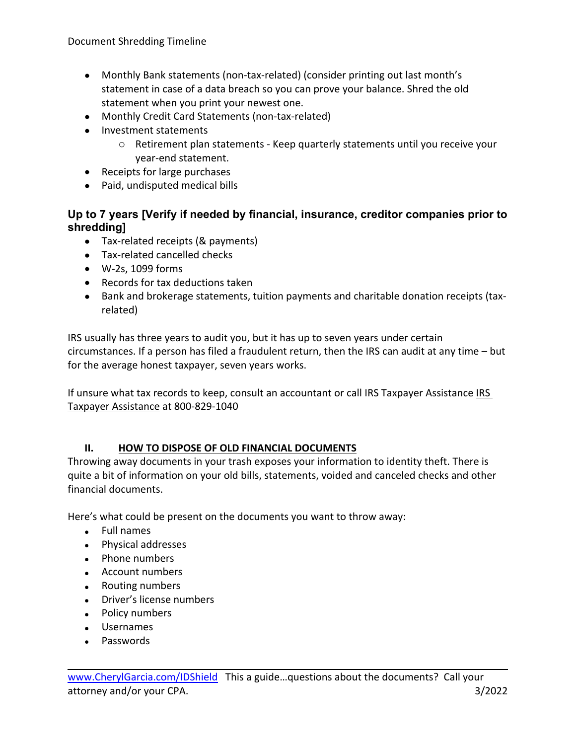- Monthly Bank statements (non-tax-related) (consider printing out last month's statement in case of a data breach so you can prove your balance. Shred the old statement when you print your newest one.
- Monthly Credit Card Statements (non-tax-related)
- Investment statements
  - Retirement plan statements - Keep quarterly statements until you receive your year-end statement.
- Receipts for large purchases
- Paid, undisputed medical bills

### Up to 7 years [Verify if needed by financial, insurance, creditor companies prior to shredding]

- Tax-related receipts (& payments)
- Tax-related cancelled checks
- W-2s, 1099 forms
- Records for tax deductions taken
- Bank and brokerage statements, tuition payments and charitable donation receipts (tax-related)

IRS usually has three years to audit you, but it has up to seven years under certain circumstances. If a person has filed a fraudulent return, then the IRS can audit at any time – but for the average honest taxpayer, seven years works.

If unsure what tax records to keep, consult an accountant or call IRS Taxpayer Assistance IRS Taxpayer Assistance at 800-829-1040

## II. HOW TO DISPOSE OF OLD FINANCIAL DOCUMENTS

Throwing away documents in your trash exposes your information to identity theft. There is quite a bit of information on your old bills, statements, voided and canceled checks and other financial documents.

Here's what could be present on the documents you want to throw away:

- Full names
- Physical addresses
- Phone numbers
- Account numbers
- Routing numbers
- Driver's license numbers
- Policy numbers
- Usernames
- Passwords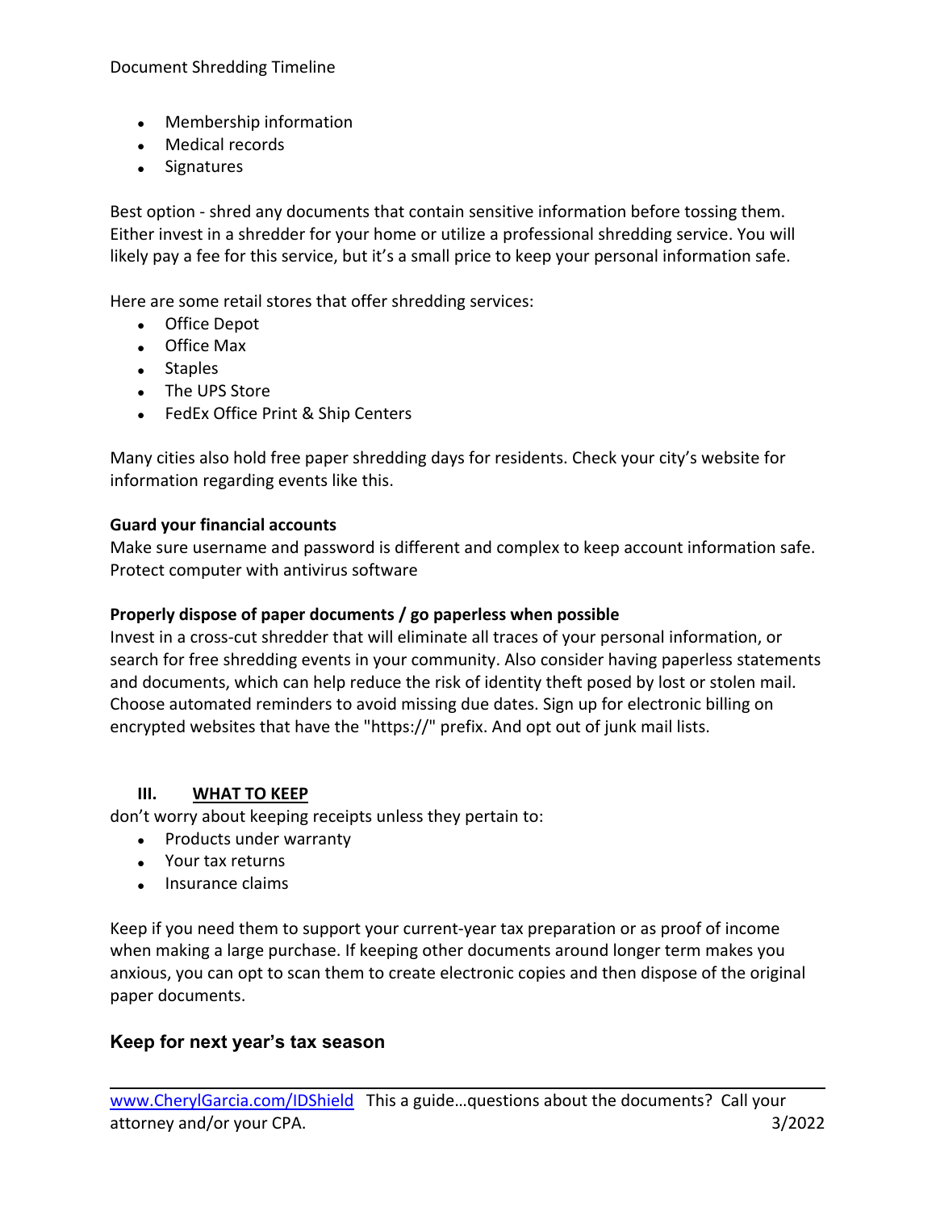- Membership information
- Medical records
- Signatures

Best option - shred any documents that contain sensitive information before tossing them. Either invest in a shredder for your home or utilize a professional shredding service. You will likely pay a fee for this service, but it's a small price to keep your personal information safe.

Here are some retail stores that offer shredding services:

- Office Depot
- Office Max
- Staples
- The UPS Store
- FedEx Office Print & Ship Centers

Many cities also hold free paper shredding days for residents. Check your city's website for information regarding events like this.

**Guard your financial accounts**
Make sure username and password is different and complex to keep account information safe. Protect computer with antivirus software

**Properly dispose of paper documents / go paperless when possible**
Invest in a cross-cut shredder that will eliminate all traces of your personal information, or search for free shredding events in your community. Also consider having paperless statements and documents, which can help reduce the risk of identity theft posed by lost or stolen mail. Choose automated reminders to avoid missing due dates. Sign up for electronic billing on encrypted websites that have the "https://" prefix. And opt out of junk mail lists.

## III. WHAT TO KEEP

don't worry about keeping receipts unless they pertain to:

- Products under warranty
- Your tax returns
- Insurance claims

Keep if you need them to support your current-year tax preparation or as proof of income when making a large purchase. If keeping other documents around longer term makes you anxious, you can opt to scan them to create electronic copies and then dispose of the original paper documents.

### Keep for next year's tax season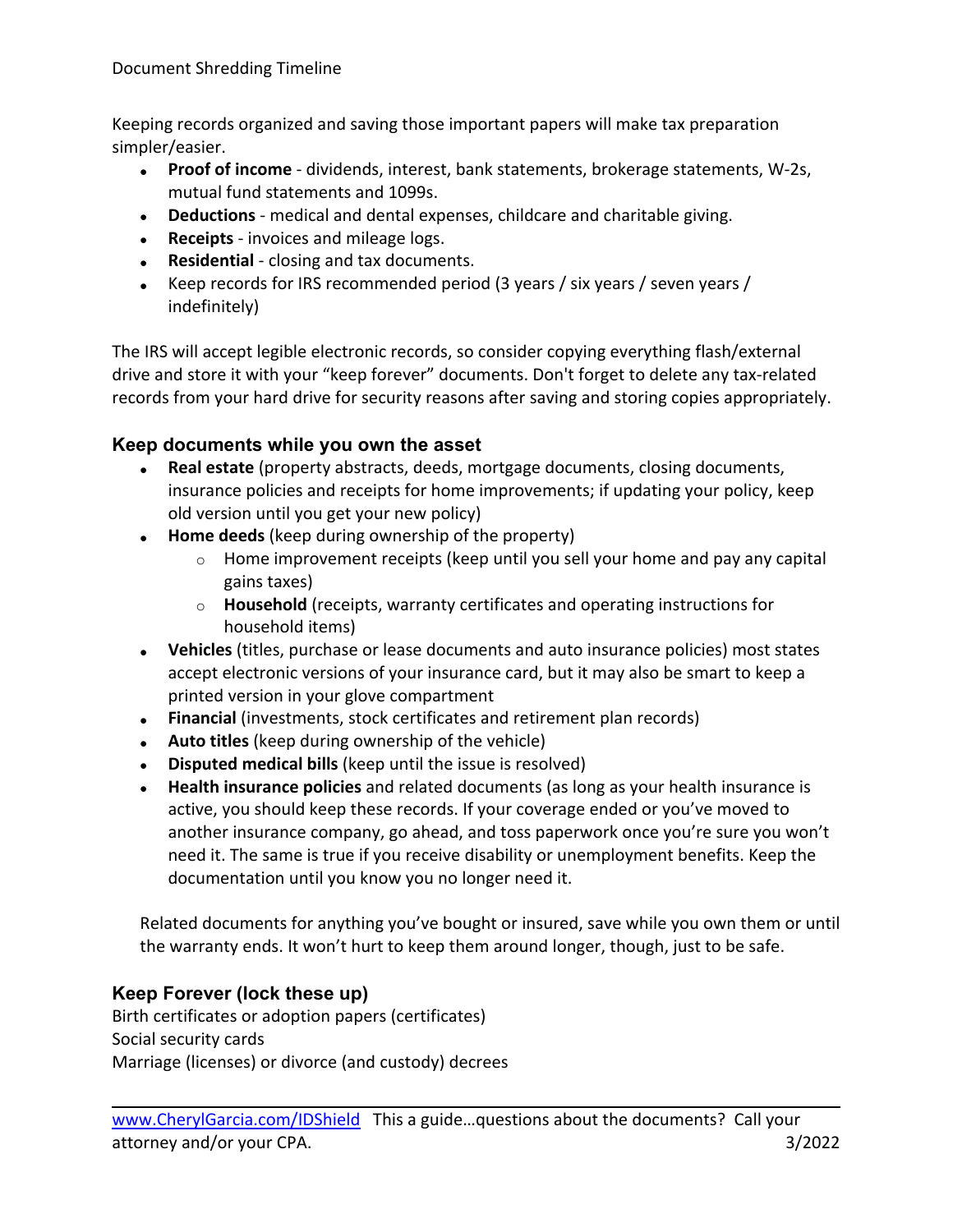Document Shredding Timeline

Keeping records organized and saving those important papers will make tax preparation simpler/easier.

- **Proof of income** - dividends, interest, bank statements, brokerage statements, W-2s, mutual fund statements and 1099s.
- **Deductions** - medical and dental expenses, childcare and charitable giving.
- **Receipts** - invoices and mileage logs.
- **Residential** - closing and tax documents.
- Keep records for IRS recommended period (3 years / six years / seven years / indefinitely)

The IRS will accept legible electronic records, so consider copying everything flash/external drive and store it with your "keep forever" documents. Don't forget to delete any tax-related records from your hard drive for security reasons after saving and storing copies appropriately.

### Keep documents while you own the asset

- **Real estate** (property abstracts, deeds, mortgage documents, closing documents, insurance policies and receipts for home improvements; if updating your policy, keep old version until you get your new policy)
- **Home deeds** (keep during ownership of the property)
  - Home improvement receipts (keep until you sell your home and pay any capital gains taxes)
  - **Household** (receipts, warranty certificates and operating instructions for household items)
- **Vehicles** (titles, purchase or lease documents and auto insurance policies) most states accept electronic versions of your insurance card, but it may also be smart to keep a printed version in your glove compartment
- **Financial** (investments, stock certificates and retirement plan records)
- **Auto titles** (keep during ownership of the vehicle)
- **Disputed medical bills** (keep until the issue is resolved)
- **Health insurance policies** and related documents (as long as your health insurance is active, you should keep these records. If your coverage ended or you've moved to another insurance company, go ahead, and toss paperwork once you're sure you won't need it. The same is true if you receive disability or unemployment benefits. Keep the documentation until you know you no longer need it.

Related documents for anything you've bought or insured, save while you own them or until the warranty ends. It won't hurt to keep them around longer, though, just to be safe.

### Keep Forever (lock these up)

Birth certificates or adoption papers (certificates)
Social security cards
Marriage (licenses) or divorce (and custody) decrees

www.CherylGarcia.com/IDShield This a guide…questions about the documents? Call your attorney and/or your CPA. 3/2022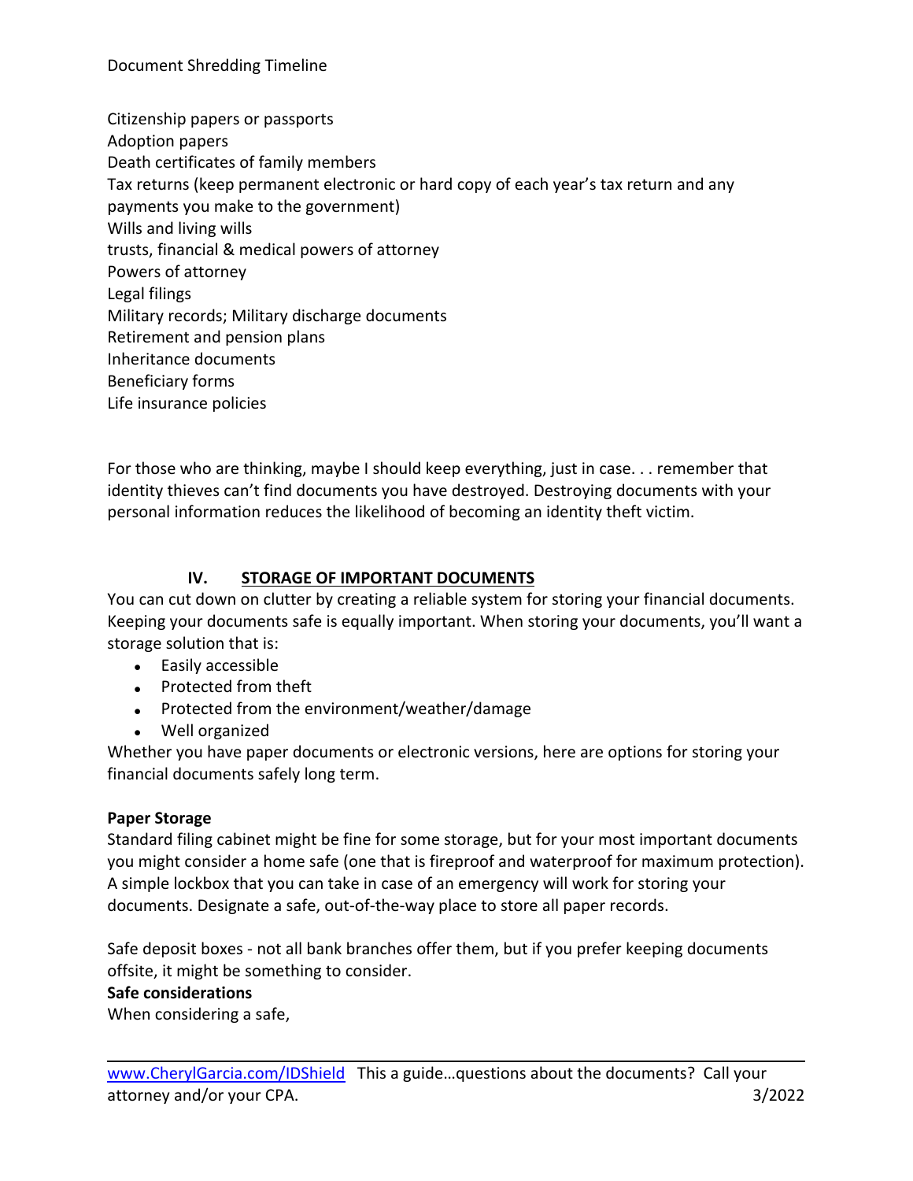Document Shredding Timeline

Citizenship papers or passports
Adoption papers
Death certificates of family members
Tax returns (keep permanent electronic or hard copy of each year's tax return and any payments you make to the government)
Wills and living wills
trusts, financial & medical powers of attorney
Powers of attorney
Legal filings
Military records; Military discharge documents
Retirement and pension plans
Inheritance documents
Beneficiary forms
Life insurance policies

For those who are thinking, maybe I should keep everything, just in case. . . remember that identity thieves can't find documents you have destroyed. Destroying documents with your personal information reduces the likelihood of becoming an identity theft victim.

## IV. STORAGE OF IMPORTANT DOCUMENTS

You can cut down on clutter by creating a reliable system for storing your financial documents. Keeping your documents safe is equally important. When storing your documents, you'll want a storage solution that is:

- Easily accessible
- Protected from theft
- Protected from the environment/weather/damage
- Well organized

Whether you have paper documents or electronic versions, here are options for storing your financial documents safely long term.

**Paper Storage**

Standard filing cabinet might be fine for some storage, but for your most important documents you might consider a home safe (one that is fireproof and waterproof for maximum protection). A simple lockbox that you can take in case of an emergency will work for storing your documents. Designate a safe, out-of-the-way place to store all paper records.

Safe deposit boxes - not all bank branches offer them, but if you prefer keeping documents offsite, it might be something to consider.

**Safe considerations**

When considering a safe,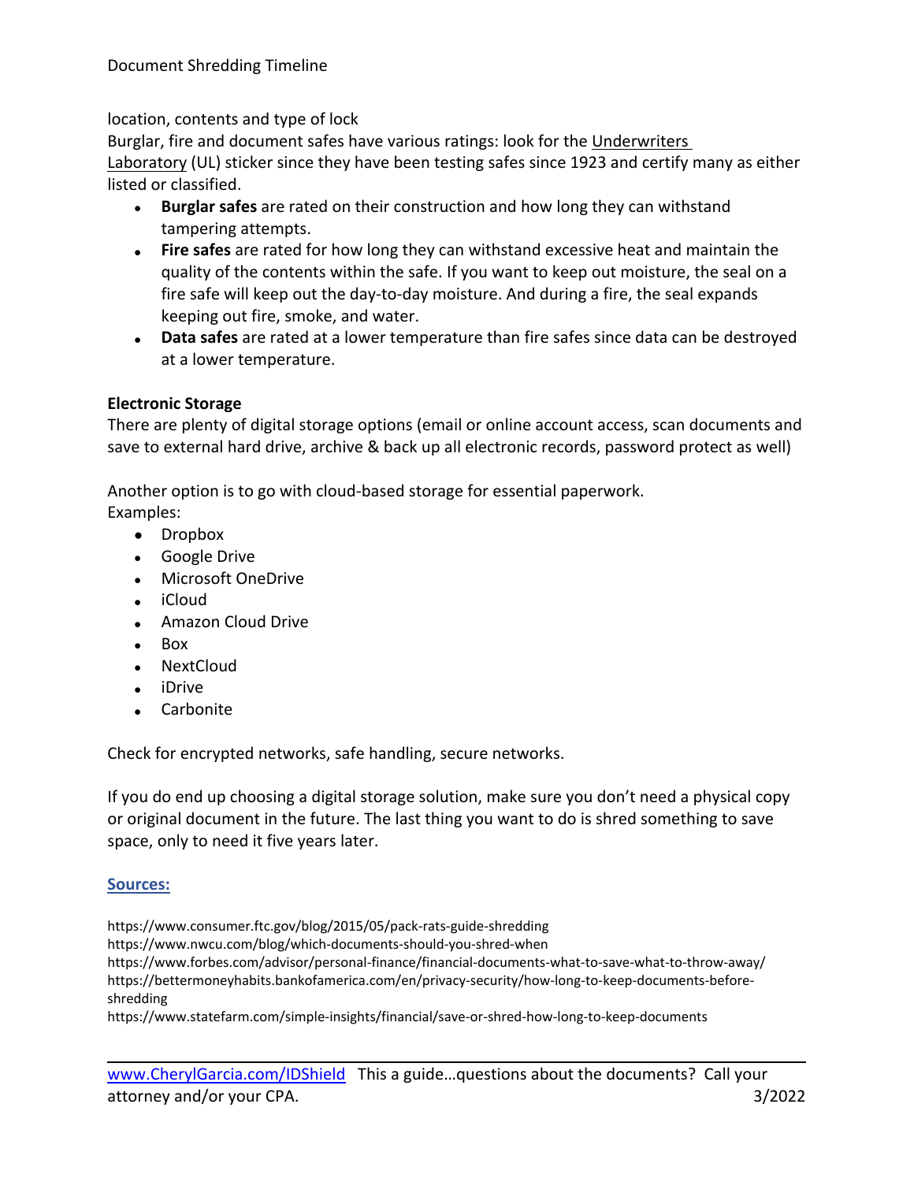location, contents and type of lock

Burglar, fire and document safes have various ratings: look for the Underwriters Laboratory (UL) sticker since they have been testing safes since 1923 and certify many as either listed or classified.

- **Burglar safes** are rated on their construction and how long they can withstand tampering attempts.
- **Fire safes** are rated for how long they can withstand excessive heat and maintain the quality of the contents within the safe. If you want to keep out moisture, the seal on a fire safe will keep out the day-to-day moisture. And during a fire, the seal expands keeping out fire, smoke, and water.
- **Data safes** are rated at a lower temperature than fire safes since data can be destroyed at a lower temperature.

**Electronic Storage**

There are plenty of digital storage options (email or online account access, scan documents and save to external hard drive, archive & back up all electronic records, password protect as well)

Another option is to go with cloud-based storage for essential paperwork.
Examples:

- Dropbox
- Google Drive
- Microsoft OneDrive
- iCloud
- Amazon Cloud Drive
- Box
- NextCloud
- iDrive
- Carbonite

Check for encrypted networks, safe handling, secure networks.

If you do end up choosing a digital storage solution, make sure you don't need a physical copy or original document in the future. The last thing you want to do is shred something to save space, only to need it five years later.

**Sources:**

https://www.consumer.ftc.gov/blog/2015/05/pack-rats-guide-shredding
https://www.nwcu.com/blog/which-documents-should-you-shred-when
https://www.forbes.com/advisor/personal-finance/financial-documents-what-to-save-what-to-throw-away/
https://bettermoneyhabits.bankofamerica.com/en/privacy-security/how-long-to-keep-documents-before-shredding
https://www.statefarm.com/simple-insights/financial/save-or-shred-how-long-to-keep-documents